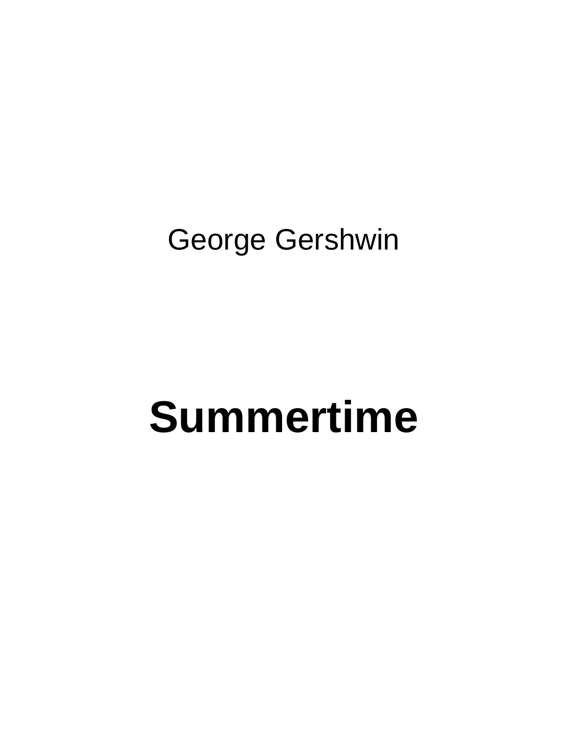George Gershwin

# Summertime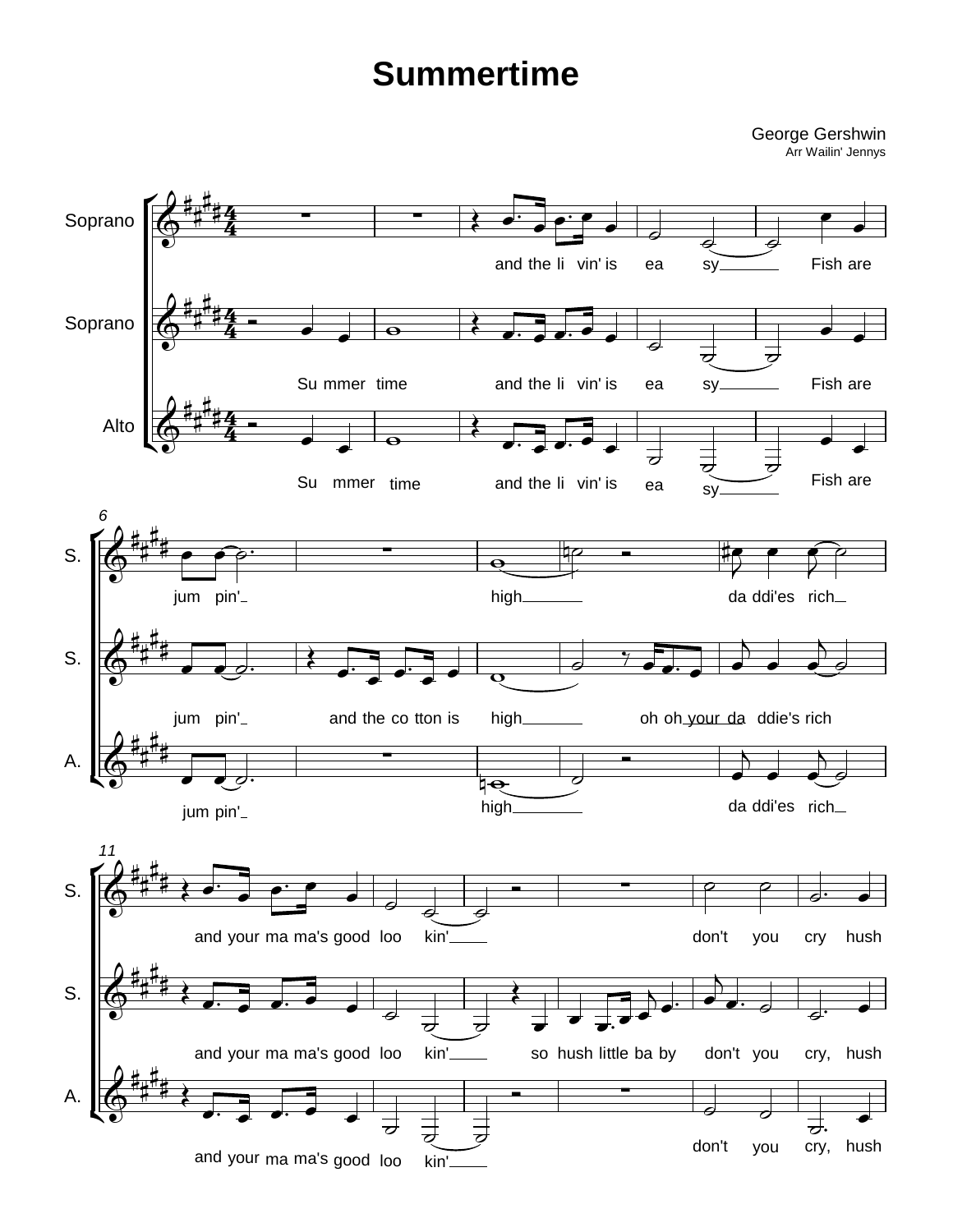# Summertime

George Gershwin
Arr Wailin' Jennys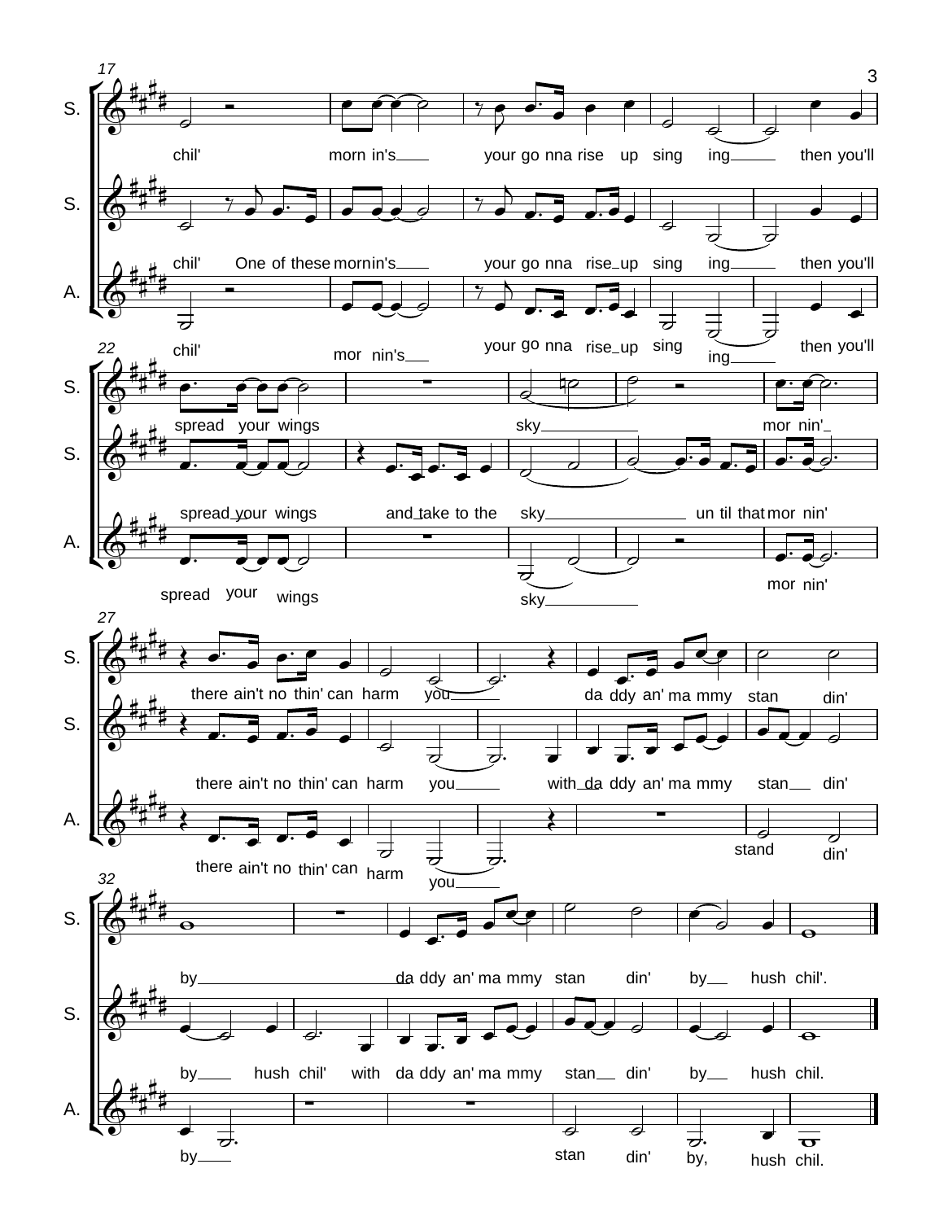17

S. chil' morn in's your go nna rise up sing ing then you'll

S. chil' One of these mornin's your go nna rise up sing ing then you'll

A. your go nna rise up sing ing then you'll

22

chil' mor nin's

S. spread your wings sky mor nin'

S. spread your wings and take to the sky un til that mor nin'

A. spread your wings sky mor nin'

27

S. there ain't no thin' can harm you da ddy an' ma mmy stan din'

S. there ain't no thin' can harm you with da ddy an' ma mmy stan din'

A. there ain't no thin' can harm you stand din'

32

S. by da ddy an' ma mmy stan din' by hush chil'.

S. by hush chil' with da ddy an' ma mmy stan din' by hush chil.

A. by stan din' by, hush chil.